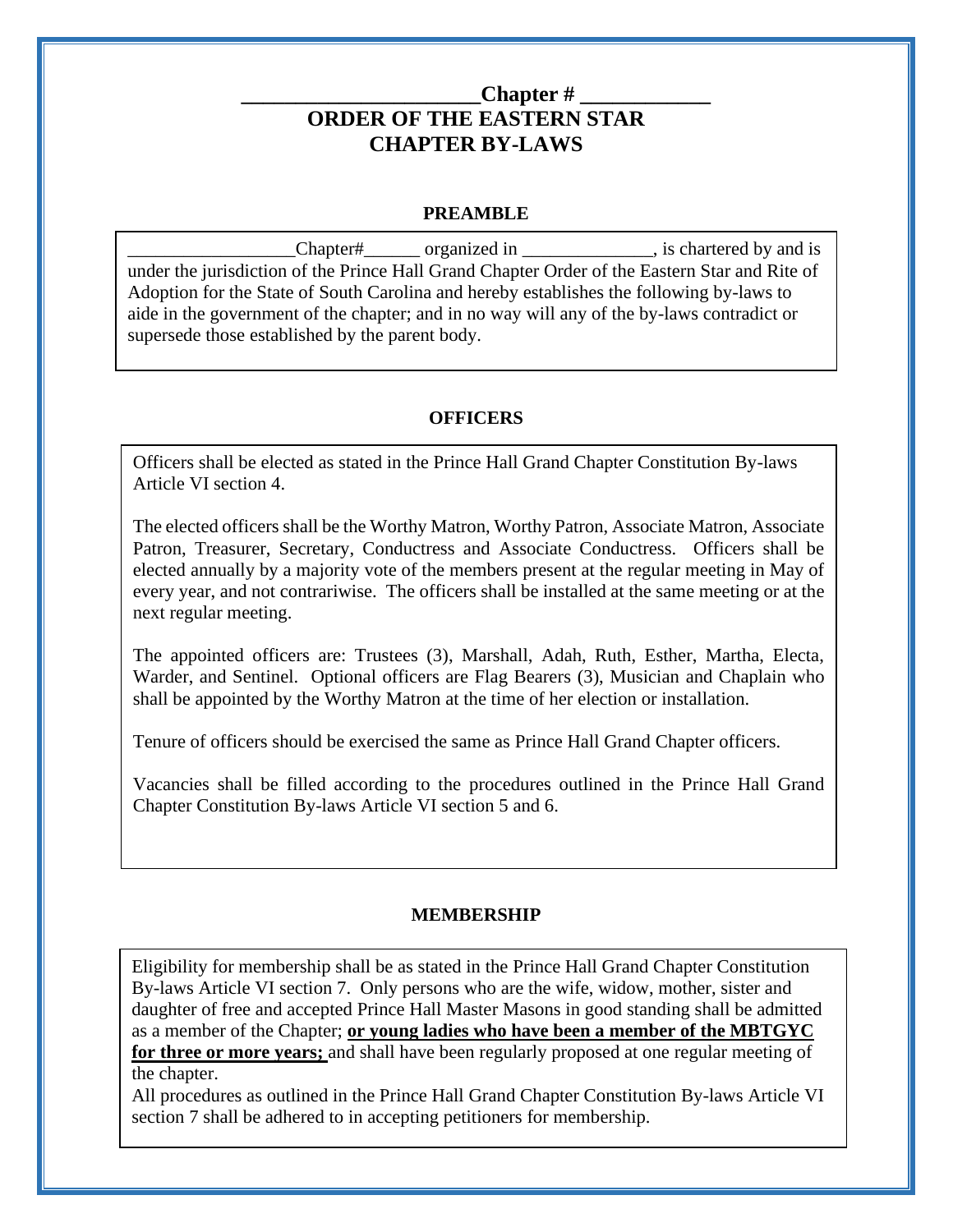# ______________________Chapter # ____________
# ORDER OF THE EASTERN STAR
# CHAPTER BY-LAWS

## PREAMBLE

_________________Chapter#______ organized in ______________, is chartered by and is under the jurisdiction of the Prince Hall Grand Chapter Order of the Eastern Star and Rite of Adoption for the State of South Carolina and hereby establishes the following by-laws to aide in the government of the chapter; and in no way will any of the by-laws contradict or supersede those established by the parent body.

## OFFICERS

Officers shall be elected as stated in the Prince Hall Grand Chapter Constitution By-laws Article VI section 4.

The elected officers shall be the Worthy Matron, Worthy Patron, Associate Matron, Associate Patron, Treasurer, Secretary, Conductress and Associate Conductress. Officers shall be elected annually by a majority vote of the members present at the regular meeting in May of every year, and not contrariwise. The officers shall be installed at the same meeting or at the next regular meeting.

The appointed officers are: Trustees (3), Marshall, Adah, Ruth, Esther, Martha, Electa, Warder, and Sentinel. Optional officers are Flag Bearers (3), Musician and Chaplain who shall be appointed by the Worthy Matron at the time of her election or installation.

Tenure of officers should be exercised the same as Prince Hall Grand Chapter officers.

Vacancies shall be filled according to the procedures outlined in the Prince Hall Grand Chapter Constitution By-laws Article VI section 5 and 6.

## MEMBERSHIP

Eligibility for membership shall be as stated in the Prince Hall Grand Chapter Constitution By-laws Article VI section 7. Only persons who are the wife, widow, mother, sister and daughter of free and accepted Prince Hall Master Masons in good standing shall be admitted as a member of the Chapter; <u>**or young ladies who have been a member of the MBTGYC for three or more years;**</u> and shall have been regularly proposed at one regular meeting of the chapter.

All procedures as outlined in the Prince Hall Grand Chapter Constitution By-laws Article VI section 7 shall be adhered to in accepting petitioners for membership.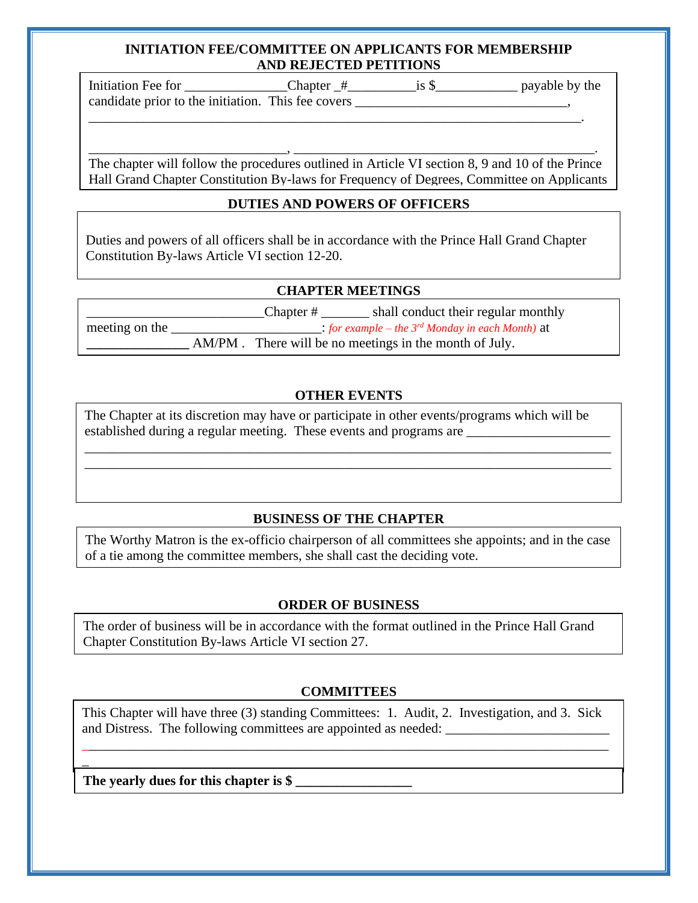## INITIATION FEE/COMMITTEE ON APPLICANTS FOR MEMBERSHIP AND REJECTED PETITIONS

Initiation Fee for _______________Chapter _#__________is $____________ payable by the candidate prior to the initiation. This fee covers ________________________________, ___________________________________________________________________________.

______________________________, _____________________________________________.

The chapter will follow the procedures outlined in Article VI section 8, 9 and 10 of the Prince Hall Grand Chapter Constitution By-laws for Frequency of Degrees, Committee on Applicants

## DUTIES AND POWERS OF OFFICERS

Duties and powers of all officers shall be in accordance with the Prince Hall Grand Chapter Constitution By-laws Article VI section 12-20.

## CHAPTER MEETINGS

__________________________Chapter # _______ shall conduct their regular monthly meeting on the ______________________: *for example – the 3rd Monday in each Month)* at _______________ AM/PM . There will be no meetings in the month of July.

## OTHER EVENTS

The Chapter at its discretion may have or participate in other events/programs which will be established during a regular meeting. These events and programs are _____________________ ___________________________________________________________________________ ___________________________________________________________________________

## BUSINESS OF THE CHAPTER

The Worthy Matron is the ex-officio chairperson of all committees she appoints; and in the case of a tie among the committee members, she shall cast the deciding vote.

## ORDER OF BUSINESS

The order of business will be in accordance with the format outlined in the Prince Hall Grand Chapter Constitution By-laws Article VI section 27.

## COMMITTEES

This Chapter will have three (3) standing Committees: 1. Audit, 2. Investigation, and 3. Sick and Distress. The following committees are appointed as needed: ________________________ ___________________________________________________________________________

**The yearly dues for this chapter is $ _________________**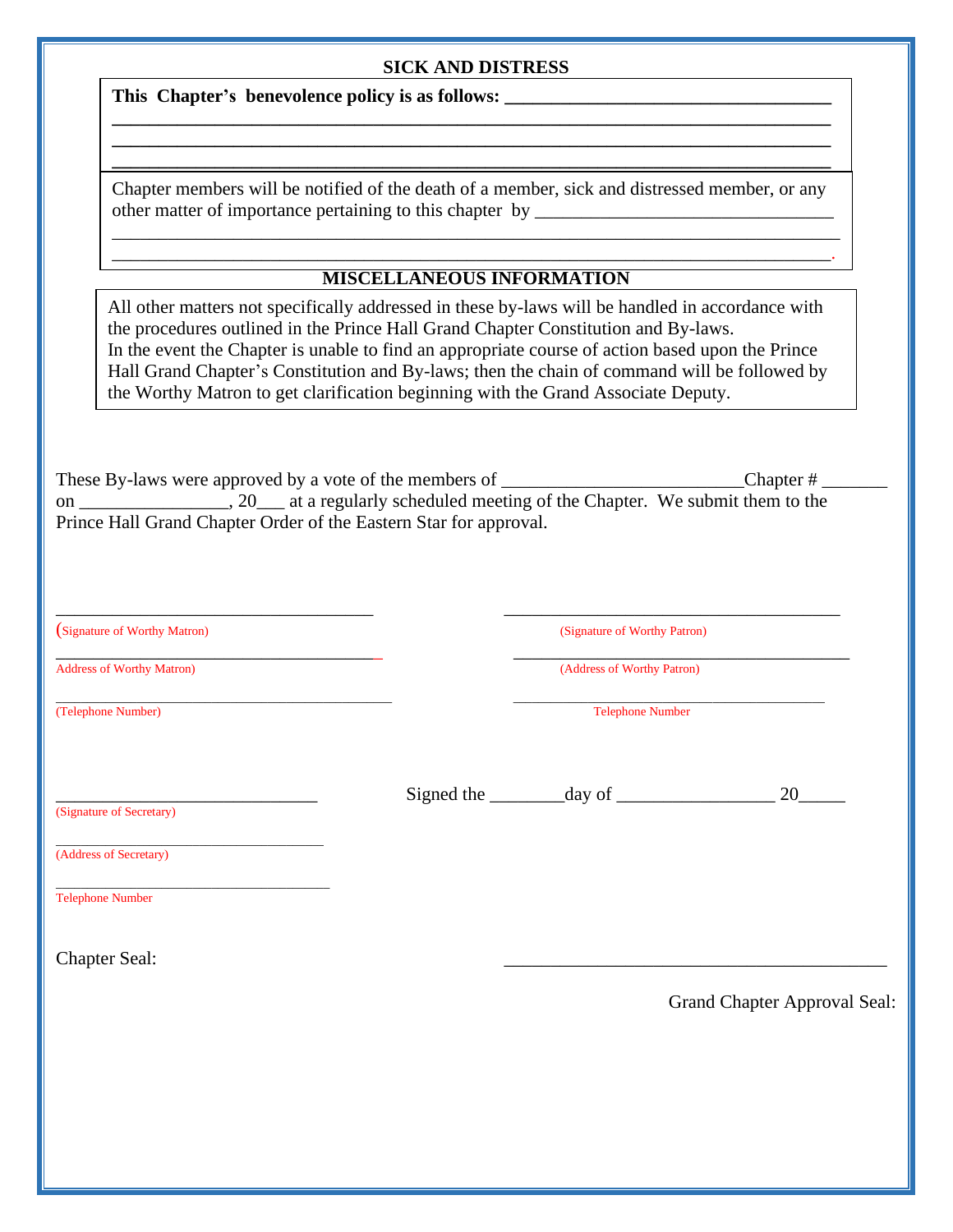## SICK AND DISTRESS

**This Chapter's benevolence policy is as follows: ___________________________________**

**_____________________________________________________________________________**

**_____________________________________________________________________________**

**_____________________________________________________________________________**

Chapter members will be notified of the death of a member, sick and distressed member, or any other matter of importance pertaining to this chapter by _______________________________

_____________________________________________________________________________

_____________________________________________________________________________.

## MISCELLANEOUS INFORMATION

All other matters not specifically addressed in these by-laws will be handled in accordance with the procedures outlined in the Prince Hall Grand Chapter Constitution and By-laws.
In the event the Chapter is unable to find an appropriate course of action based upon the Prince Hall Grand Chapter's Constitution and By-laws; then the chain of command will be followed by the Worthy Matron to get clarification beginning with the Grand Associate Deputy.

These By-laws were approved by a vote of the members of _________________________Chapter # _______ on ________________, 20___ at a regularly scheduled meeting of the Chapter. We submit them to the Prince Hall Grand Chapter Order of the Eastern Star for approval.

___________________________________ ___________________________________

(Signature of Worthy Matron) (Signature of Worthy Patron)

___________________________________ ___________________________________

Address of Worthy Matron) (Address of Worthy Patron)

___________________________________ ___________________________________

(Telephone Number) Telephone Number

_____________________________ Signed the ________day of _________________ 20_____

(Signature of Secretary)

_____________________________

(Address of Secretary)

_____________________________

Telephone Number

Chapter Seal: __________________________________________

Grand Chapter Approval Seal: